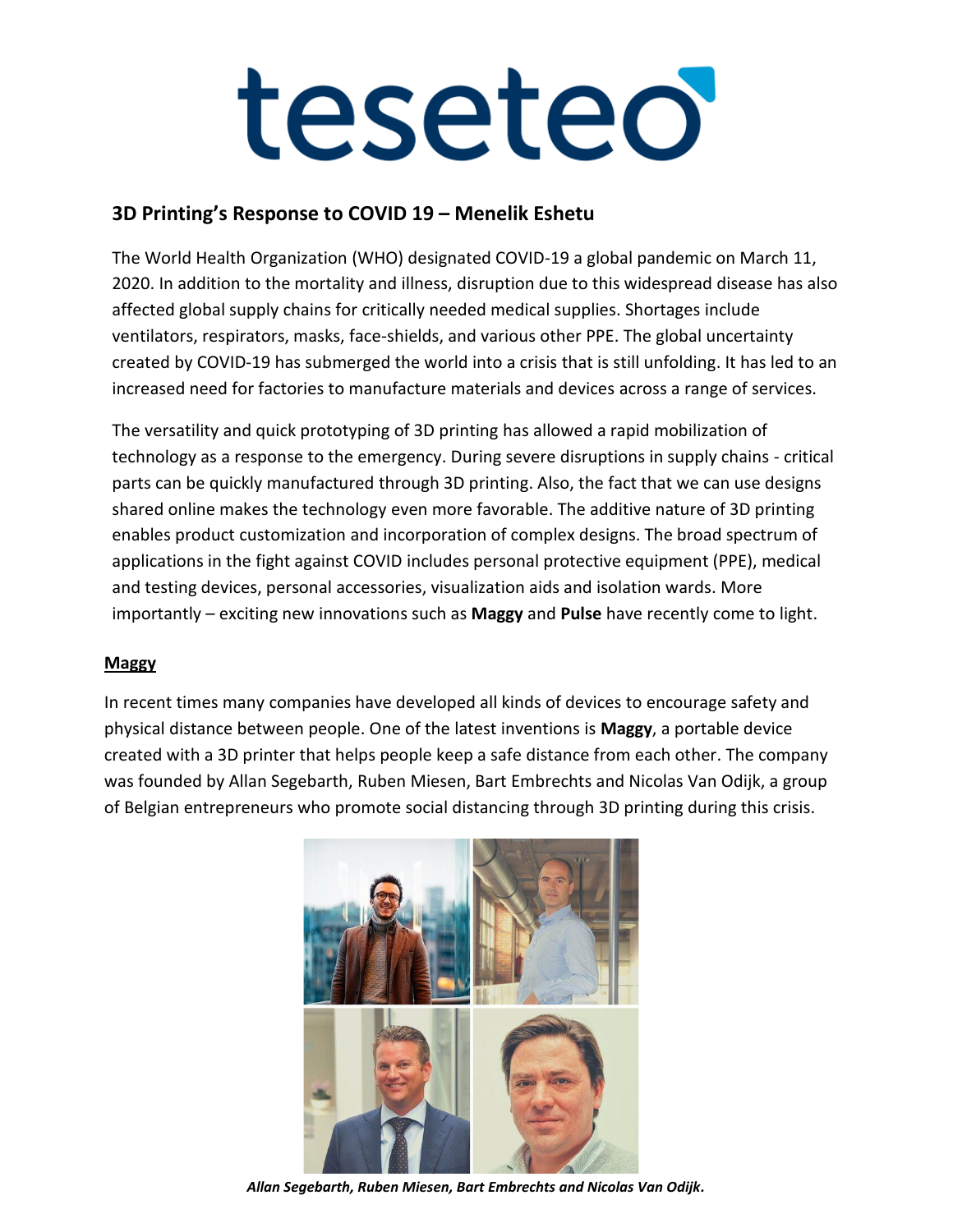# teseteo

## 3D Printing's Response to COVID 19 – Menelik Eshetu

The World Health Organization (WHO) designated COVID-19 a global pandemic on March 11, 2020. In addition to the mortality and illness, disruption due to this widespread disease has also affected global supply chains for critically needed medical supplies. Shortages include ventilators, respirators, masks, face-shields, and various other PPE. The global uncertainty created by COVID-19 has submerged the world into a crisis that is still unfolding. It has led to an increased need for factories to manufacture materials and devices across a range of services.

The versatility and quick prototyping of 3D printing has allowed a rapid mobilization of technology as a response to the emergency. During severe disruptions in supply chains - critical parts can be quickly manufactured through 3D printing. Also, the fact that we can use designs shared online makes the technology even more favorable. The additive nature of 3D printing enables product customization and incorporation of complex designs. The broad spectrum of applications in the fight against COVID includes personal protective equipment (PPE), medical and testing devices, personal accessories, visualization aids and isolation wards. More importantly – exciting new innovations such as **Maggy** and **Pulse** have recently come to light.

### Maggy

In recent times many companies have developed all kinds of devices to encourage safety and physical distance between people. One of the latest inventions is **Maggy**, a portable device created with a 3D printer that helps people keep a safe distance from each other. The company was founded by Allan Segebarth, Ruben Miesen, Bart Embrechts and Nicolas Van Odijk, a group of Belgian entrepreneurs who promote social distancing through 3D printing during this crisis.

***Allan Segebarth, Ruben Miesen, Bart Embrechts and Nicolas Van Odijk.***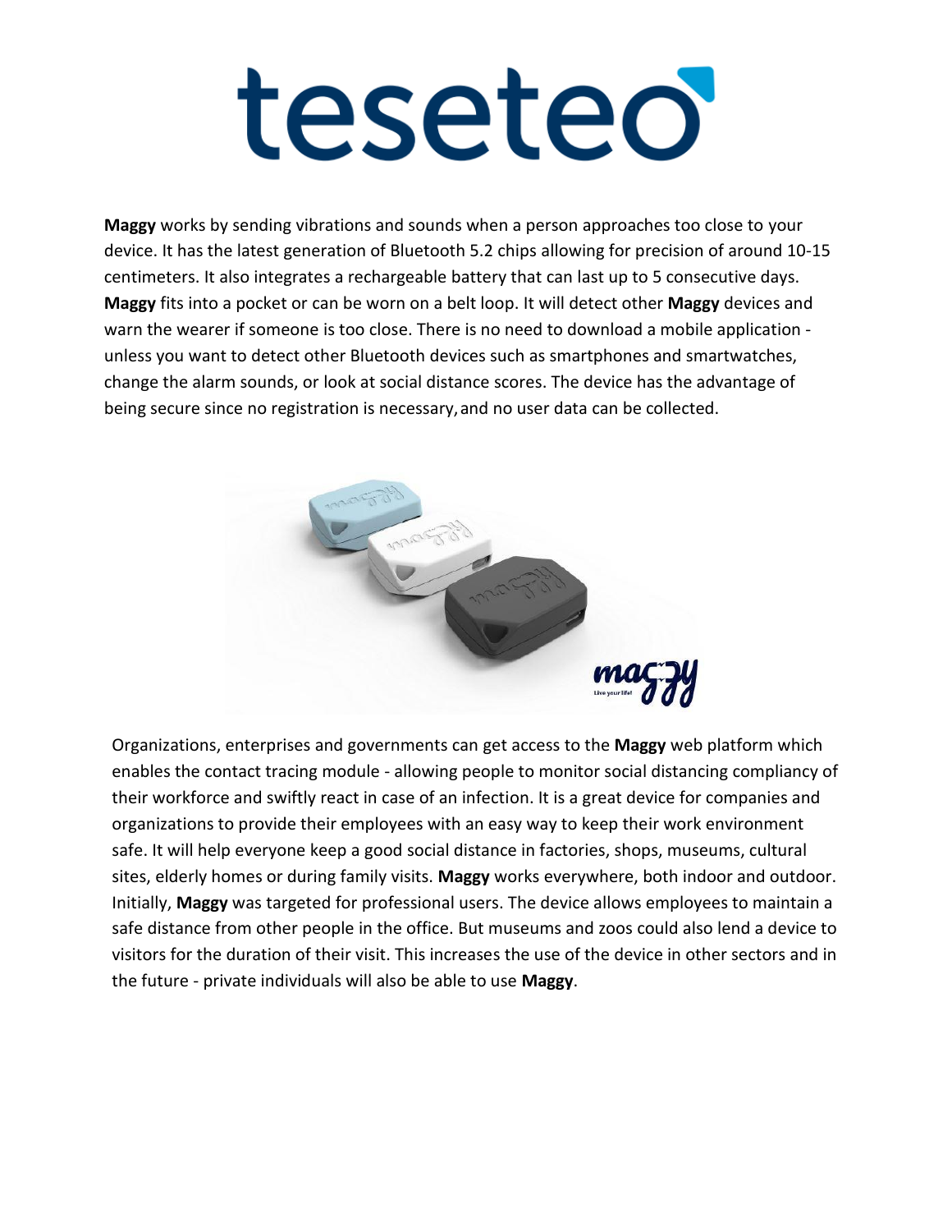**Maggy** works by sending vibrations and sounds when a person approaches too close to your device. It has the latest generation of Bluetooth 5.2 chips allowing for precision of around 10-15 centimeters. It also integrates a rechargeable battery that can last up to 5 consecutive days. **Maggy** fits into a pocket or can be worn on a belt loop. It will detect other **Maggy** devices and warn the wearer if someone is too close. There is no need to download a mobile application - unless you want to detect other Bluetooth devices such as smartphones and smartwatches, change the alarm sounds, or look at social distance scores. The device has the advantage of being secure since no registration is necessary, and no user data can be collected.

Organizations, enterprises and governments can get access to the **Maggy** web platform which enables the contact tracing module - allowing people to monitor social distancing compliancy of their workforce and swiftly react in case of an infection. It is a great device for companies and organizations to provide their employees with an easy way to keep their work environment safe. It will help everyone keep a good social distance in factories, shops, museums, cultural sites, elderly homes or during family visits. **Maggy** works everywhere, both indoor and outdoor. Initially, **Maggy** was targeted for professional users. The device allows employees to maintain a safe distance from other people in the office. But museums and zoos could also lend a device to visitors for the duration of their visit. This increases the use of the device in other sectors and in the future - private individuals will also be able to use **Maggy**.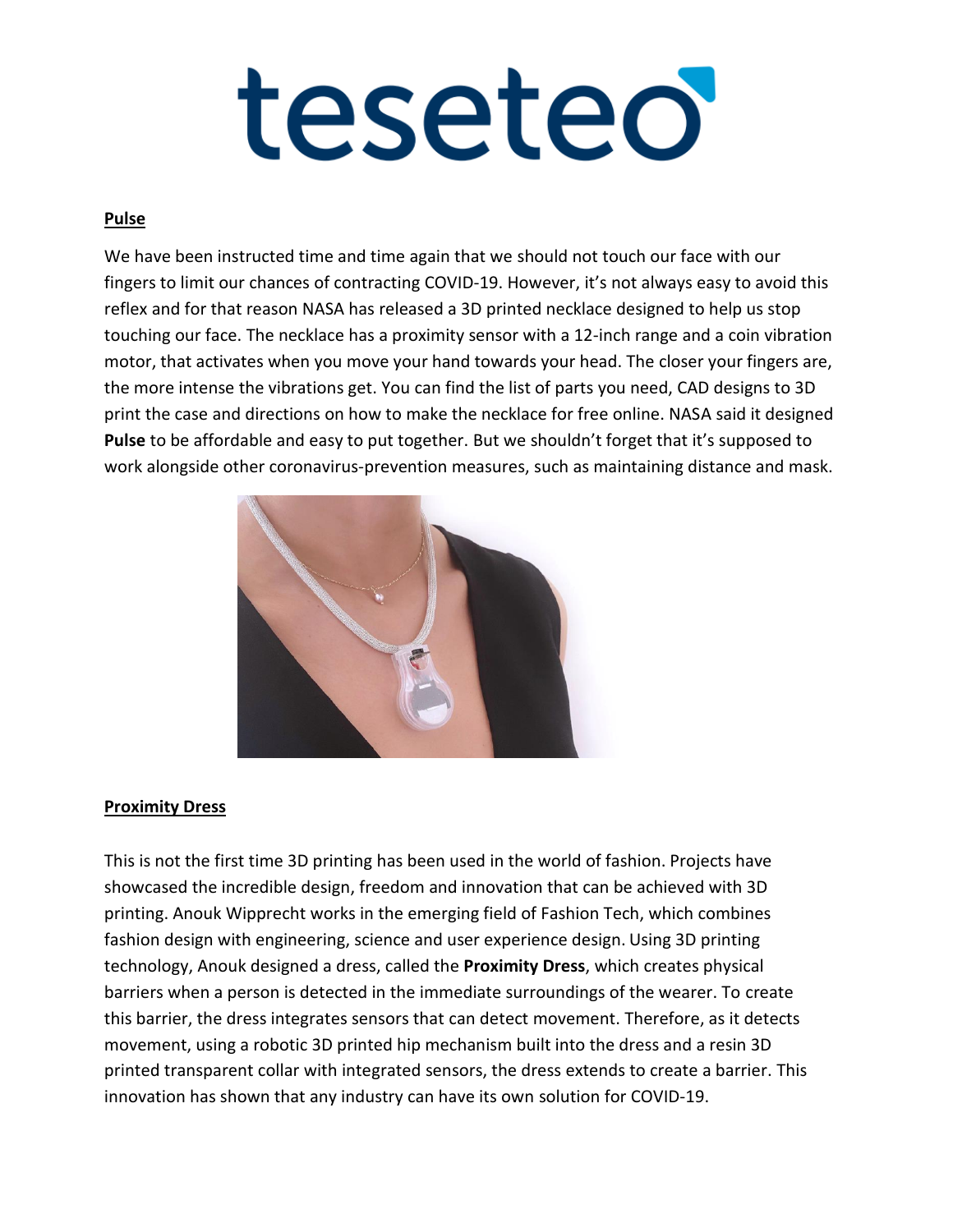## Pulse

We have been instructed time and time again that we should not touch our face with our fingers to limit our chances of contracting COVID-19. However, it's not always easy to avoid this reflex and for that reason NASA has released a 3D printed necklace designed to help us stop touching our face. The necklace has a proximity sensor with a 12-inch range and a coin vibration motor, that activates when you move your hand towards your head. The closer your fingers are, the more intense the vibrations get. You can find the list of parts you need, CAD designs to 3D print the case and directions on how to make the necklace for free online. NASA said it designed **Pulse** to be affordable and easy to put together. But we shouldn't forget that it's supposed to work alongside other coronavirus-prevention measures, such as maintaining distance and mask.

## Proximity Dress

This is not the first time 3D printing has been used in the world of fashion. Projects have showcased the incredible design, freedom and innovation that can be achieved with 3D printing. Anouk Wipprecht works in the emerging field of Fashion Tech, which combines fashion design with engineering, science and user experience design. Using 3D printing technology, Anouk designed a dress, called the **Proximity Dress**, which creates physical barriers when a person is detected in the immediate surroundings of the wearer. To create this barrier, the dress integrates sensors that can detect movement. Therefore, as it detects movement, using a robotic 3D printed hip mechanism built into the dress and a resin 3D printed transparent collar with integrated sensors, the dress extends to create a barrier. This innovation has shown that any industry can have its own solution for COVID-19.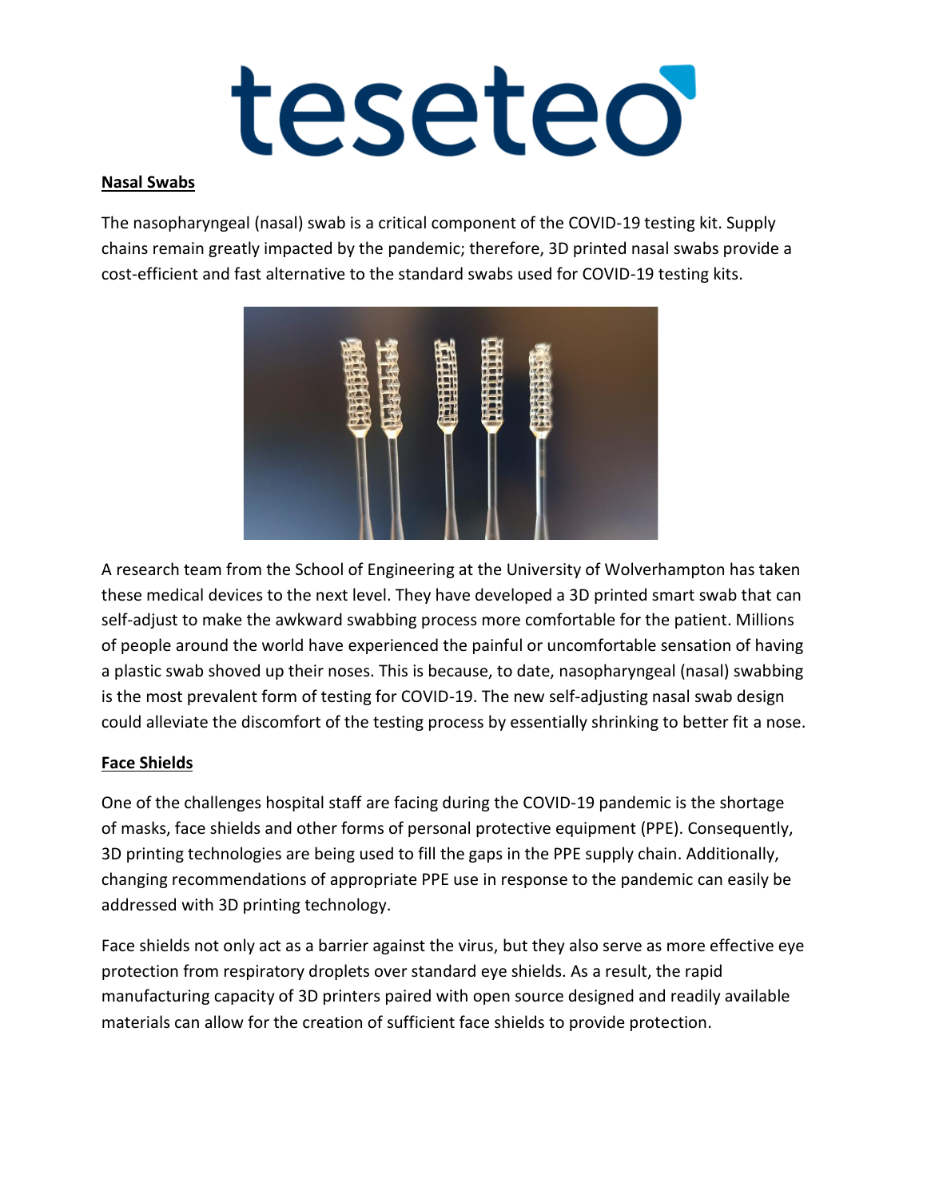## Nasal Swabs

The nasopharyngeal (nasal) swab is a critical component of the COVID-19 testing kit. Supply chains remain greatly impacted by the pandemic; therefore, 3D printed nasal swabs provide a cost-efficient and fast alternative to the standard swabs used for COVID-19 testing kits.

A research team from the School of Engineering at the University of Wolverhampton has taken these medical devices to the next level. They have developed a 3D printed smart swab that can self-adjust to make the awkward swabbing process more comfortable for the patient. Millions of people around the world have experienced the painful or uncomfortable sensation of having a plastic swab shoved up their noses. This is because, to date, nasopharyngeal (nasal) swabbing is the most prevalent form of testing for COVID-19. The new self-adjusting nasal swab design could alleviate the discomfort of the testing process by essentially shrinking to better fit a nose.

## Face Shields

One of the challenges hospital staff are facing during the COVID-19 pandemic is the shortage of masks, face shields and other forms of personal protective equipment (PPE). Consequently, 3D printing technologies are being used to fill the gaps in the PPE supply chain. Additionally, changing recommendations of appropriate PPE use in response to the pandemic can easily be addressed with 3D printing technology.

Face shields not only act as a barrier against the virus, but they also serve as more effective eye protection from respiratory droplets over standard eye shields. As a result, the rapid manufacturing capacity of 3D printers paired with open source designed and readily available materials can allow for the creation of sufficient face shields to provide protection.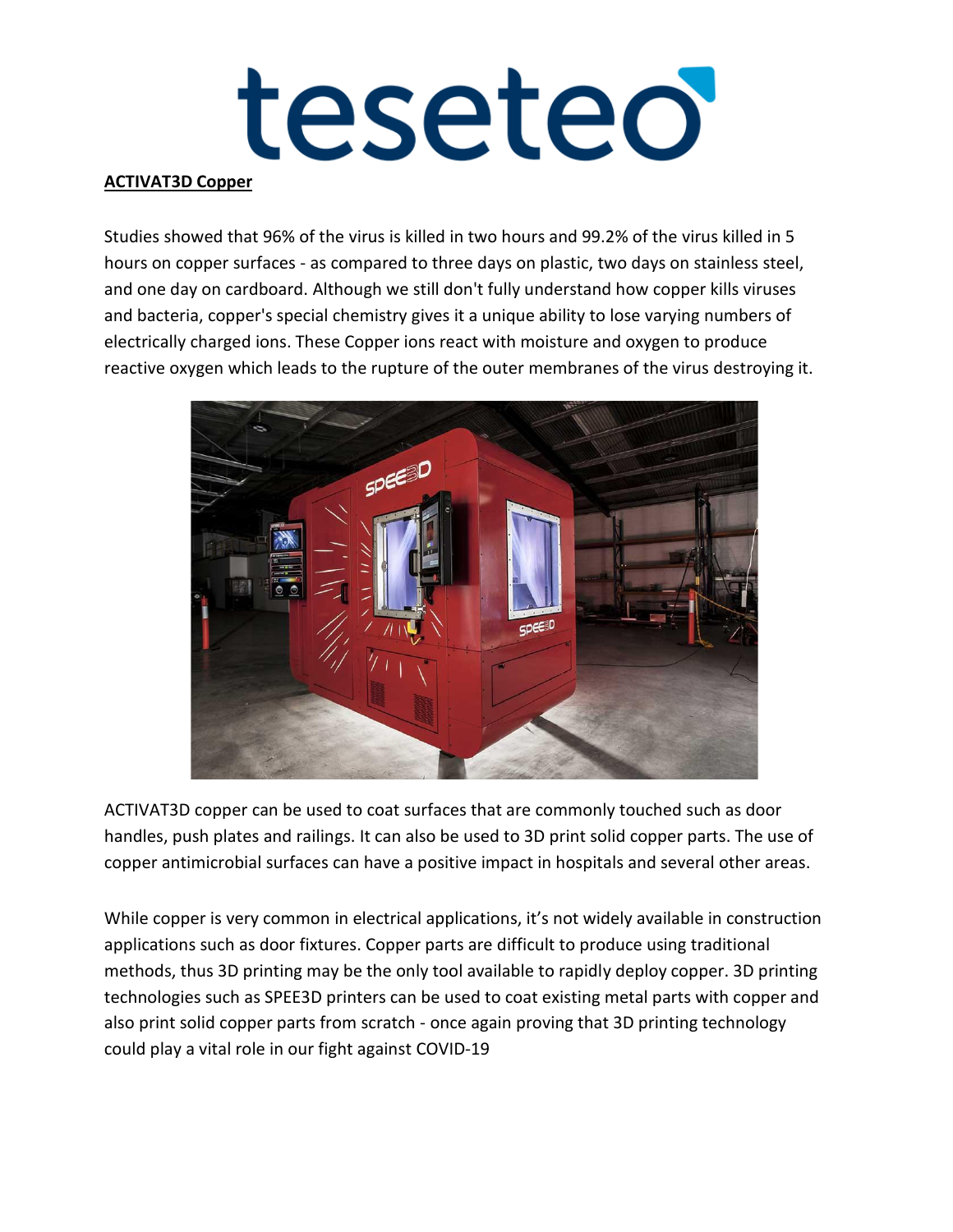**ACTIVAT3D Copper**

Studies showed that 96% of the virus is killed in two hours and 99.2% of the virus killed in 5 hours on copper surfaces - as compared to three days on plastic, two days on stainless steel, and one day on cardboard. Although we still don't fully understand how copper kills viruses and bacteria, copper's special chemistry gives it a unique ability to lose varying numbers of electrically charged ions. These Copper ions react with moisture and oxygen to produce reactive oxygen which leads to the rupture of the outer membranes of the virus destroying it.

ACTIVAT3D copper can be used to coat surfaces that are commonly touched such as door handles, push plates and railings. It can also be used to 3D print solid copper parts. The use of copper antimicrobial surfaces can have a positive impact in hospitals and several other areas.

While copper is very common in electrical applications, it's not widely available in construction applications such as door fixtures. Copper parts are difficult to produce using traditional methods, thus 3D printing may be the only tool available to rapidly deploy copper. 3D printing technologies such as SPEE3D printers can be used to coat existing metal parts with copper and also print solid copper parts from scratch - once again proving that 3D printing technology could play a vital role in our fight against COVID-19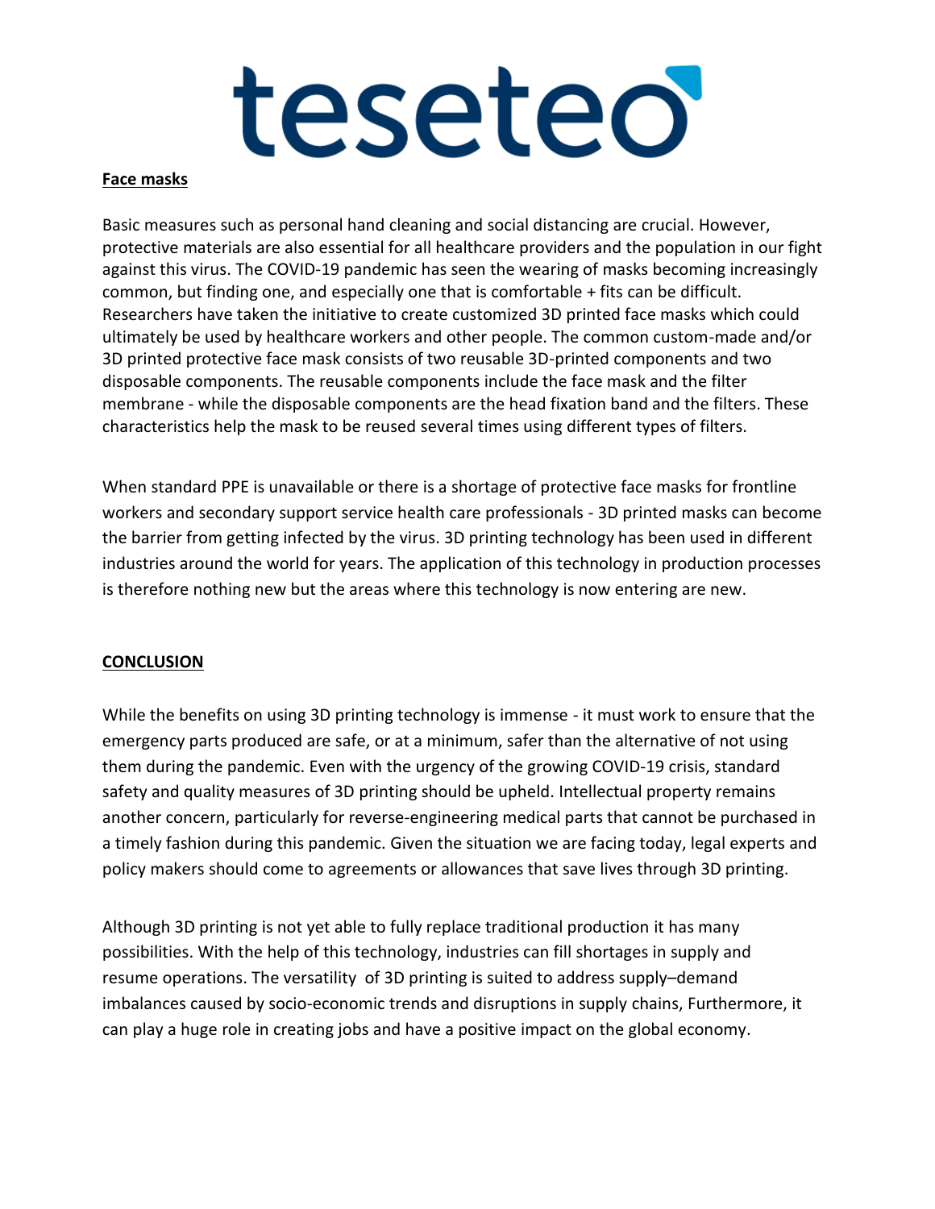teseteo

**Face masks**

Basic measures such as personal hand cleaning and social distancing are crucial. However, protective materials are also essential for all healthcare providers and the population in our fight against this virus. The COVID-19 pandemic has seen the wearing of masks becoming increasingly common, but finding one, and especially one that is comfortable + fits can be difficult. Researchers have taken the initiative to create customized 3D printed face masks which could ultimately be used by healthcare workers and other people. The common custom-made and/or 3D printed protective face mask consists of two reusable 3D-printed components and two disposable components. The reusable components include the face mask and the filter membrane - while the disposable components are the head fixation band and the filters. These characteristics help the mask to be reused several times using different types of filters.

When standard PPE is unavailable or there is a shortage of protective face masks for frontline workers and secondary support service health care professionals - 3D printed masks can become the barrier from getting infected by the virus. 3D printing technology has been used in different industries around the world for years. The application of this technology in production processes is therefore nothing new but the areas where this technology is now entering are new.

**CONCLUSION**

While the benefits on using 3D printing technology is immense - it must work to ensure that the emergency parts produced are safe, or at a minimum, safer than the alternative of not using them during the pandemic. Even with the urgency of the growing COVID-19 crisis, standard safety and quality measures of 3D printing should be upheld. Intellectual property remains another concern, particularly for reverse-engineering medical parts that cannot be purchased in a timely fashion during this pandemic. Given the situation we are facing today, legal experts and policy makers should come to agreements or allowances that save lives through 3D printing.

Although 3D printing is not yet able to fully replace traditional production it has many possibilities. With the help of this technology, industries can fill shortages in supply and resume operations. The versatility of 3D printing is suited to address supply–demand imbalances caused by socio-economic trends and disruptions in supply chains, Furthermore, it can play a huge role in creating jobs and have a positive impact on the global economy.